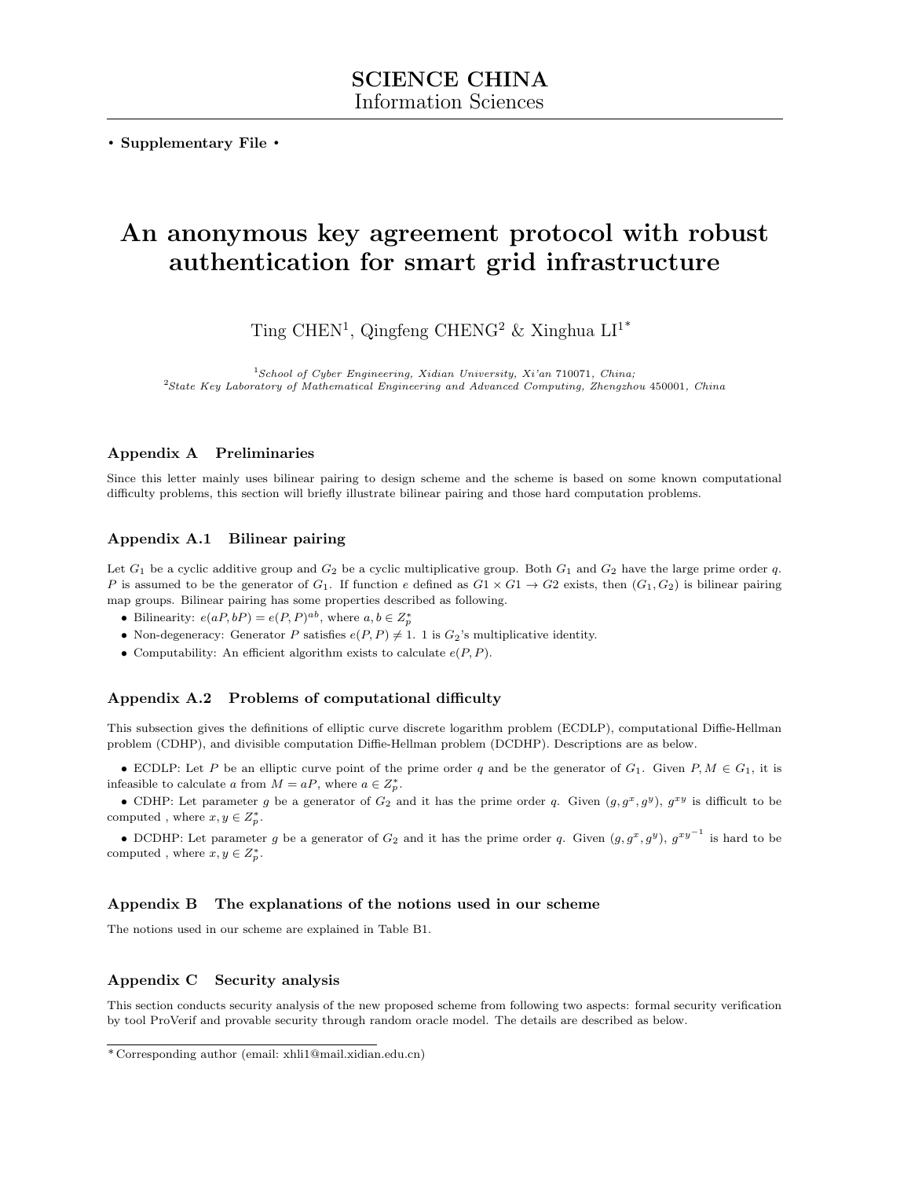SCIENCE CHINA
Information Sciences

• **Supplementary File** •

# An anonymous key agreement protocol with robust authentication for smart grid infrastructure

Ting CHEN[1], Qingfeng CHENG[2] & Xinghua LI[1*]

[1] *School of Cyber Engineering, Xidian University, Xi'an 710071, China;*
[2] *State Key Laboratory of Mathematical Engineering and Advanced Computing, Zhengzhou 450001, China*

## Appendix A Preliminaries

Since this letter mainly uses bilinear pairing to design scheme and the scheme is based on some known computational difficulty problems, this section will briefly illustrate bilinear pairing and those hard computation problems.

### Appendix A.1 Bilinear pairing

Let $G_1$ be a cyclic additive group and $G_2$ be a cyclic multiplicative group. Both $G_1$ and $G_2$ have the large prime order $q$. $P$ is assumed to be the generator of $G_1$. If function $e$ defined as $G1 \times G1 \to G2$ exists, then $(G_1, G_2)$ is bilinear pairing map groups. Bilinear pairing has some properties described as following.

- Bilinearity: $e(aP, bP) = e(P, P)^{ab}$, where $a, b \in Z_p^*$
- Non-degeneracy: Generator $P$ satisfies $e(P, P) \neq 1$. 1 is $G_2$'s multiplicative identity.
- Computability: An efficient algorithm exists to calculate $e(P, P)$.

### Appendix A.2 Problems of computational difficulty

This subsection gives the definitions of elliptic curve discrete logarithm problem (ECDLP), computational Diffie-Hellman problem (CDHP), and divisible computation Diffie-Hellman problem (DCDHP). Descriptions are as below.

- ECDLP: Let $P$ be an elliptic curve point of the prime order $q$ and be the generator of $G_1$. Given $P, M \in G_1$, it is infeasible to calculate $a$ from $M = aP$, where $a \in Z_p^*$.
- CDHP: Let parameter $g$ be a generator of $G_2$ and it has the prime order $q$. Given $(g, g^x, g^y)$, $g^{xy}$ is difficult to be computed , where $x, y \in Z_p^*$.
- DCDHP: Let parameter $g$ be a generator of $G_2$ and it has the prime order $q$. Given $(g, g^x, g^y)$, $g^{xy^{-1}}$ is hard to be computed , where $x, y \in Z_p^*$.

## Appendix B The explanations of the notions used in our scheme

The notions used in our scheme are explained in Table B1.

## Appendix C Security analysis

This section conducts security analysis of the new proposed scheme from following two aspects: formal security verification by tool ProVerif and provable security through random oracle model. The details are described as below.

---

* Corresponding author (email: xhli1@mail.xidian.edu.cn)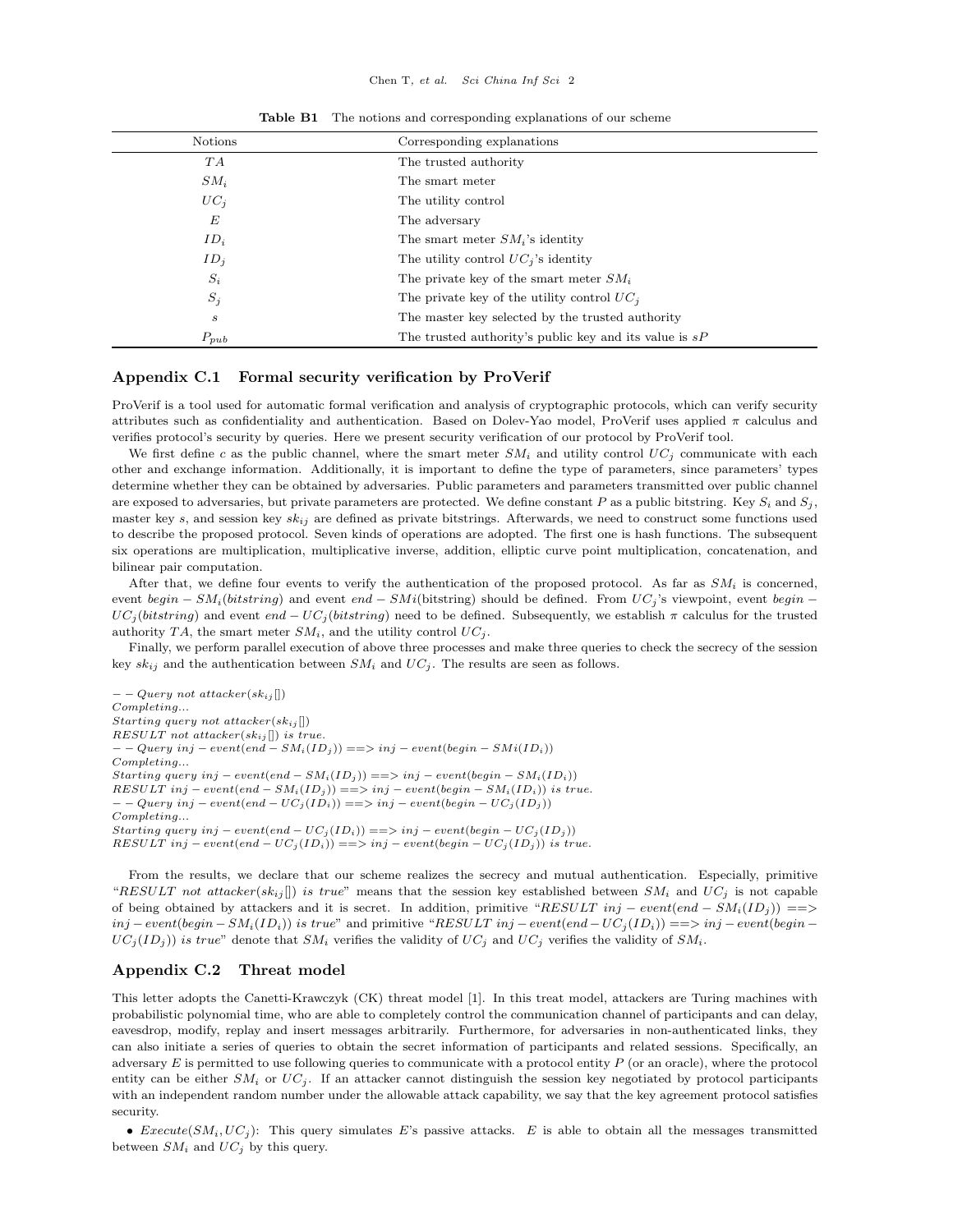**Table B1** The notions and corresponding explanations of our scheme

| Notions | Corresponding explanations |
|---|---|
| $TA$ | The trusted authority |
| $SM_i$ | The smart meter |
| $UC_j$ | The utility control |
| $E$ | The adversary |
| $ID_i$ | The smart meter $SM_i$'s identity |
| $ID_j$ | The utility control $UC_j$'s identity |
| $S_i$ | The private key of the smart meter $SM_i$ |
| $S_j$ | The private key of the utility control $UC_j$ |
| $s$ | The master key selected by the trusted authority |
| $P_{pub}$ | The trusted authority's public key and its value is $sP$ |

## Appendix C.1 Formal security verification by ProVerif

ProVerif is a tool used for automatic formal verification and analysis of cryptographic protocols, which can verify security attributes such as confidentiality and authentication. Based on Dolev-Yao model, ProVerif uses applied $\pi$ calculus and verifies protocol's security by queries. Here we present security verification of our protocol by ProVerif tool.

We first define $c$ as the public channel, where the smart meter $SM_i$ and utility control $UC_j$ communicate with each other and exchange information. Additionally, it is important to define the type of parameters, since parameters' types determine whether they can be obtained by adversaries. Public parameters and parameters transmitted over public channel are exposed to adversaries, but private parameters are protected. We define constant $P$ as a public bitstring. Key $S_i$ and $S_j$, master key $s$, and session key $sk_{ij}$ are defined as private bitstrings. Afterwards, we need to construct some functions used to describe the proposed protocol. Seven kinds of operations are adopted. The first one is hash functions. The subsequent six operations are multiplication, multiplicative inverse, addition, elliptic curve point multiplication, concatenation, and bilinear pair computation.

After that, we define four events to verify the authentication of the proposed protocol. As far as $SM_i$ is concerned, event $begin-SM_i(bitstring)$ and event $end-SMi$(bitstring) should be defined. From $UC_j$'s viewpoint, event $begin-UC_j(bitstring)$ and event $end-UC_j(bitstring)$ need to be defined. Subsequently, we establish $\pi$ calculus for the trusted authority $TA$, the smart meter $SM_i$, and the utility control $UC_j$.

Finally, we perform parallel execution of above three processes and make three queries to check the secrecy of the session key $sk_{ij}$ and the authentication between $SM_i$ and $UC_j$. The results are seen as follows.

*-- Query not attacker($sk_{ij}$[])*
*Completing...*
*Starting query not attacker($sk_{ij}$[])*
*RESULT not attacker($sk_{ij}$[]) is true.*
*-- Query inj-event(end-$SM_i(ID_j)$) ==> inj-event(begin-$SMi(ID_i)$)*
*Completing...*
*Starting query inj-event(end-$SM_i(ID_j)$) ==> inj-event(begin-$SM_i(ID_i)$)*
*RESULT inj-event(end-$SM_i(ID_j)$) ==> inj-event(begin-$SM_i(ID_i)$) is true.*
*-- Query inj-event(end-$UC_j(ID_i)$) ==> inj-event(begin-$UC_j(ID_j)$)*
*Completing...*
*Starting query inj-event(end-$UC_j(ID_i)$) ==> inj-event(begin-$UC_j(ID_j)$)*
*RESULT inj-event(end-$UC_j(ID_i)$) ==> inj-event(begin-$UC_j(ID_j)$) is true.*

From the results, we declare that our scheme realizes the secrecy and mutual authentication. Especially, primitive "*RESULT not attacker($sk_{ij}$[]) is true*" means that the session key established between $SM_i$ and $UC_j$ is not capable of being obtained by attackers and it is secret. In addition, primitive "*RESULT inj-event(end-$SM_i(ID_j)$) ==> inj-event(begin-$SM_i(ID_i)$) is true*" and primitive "*RESULT inj-event(end-$UC_j(ID_i)$) ==> inj-event(begin-$UC_j(ID_j)$) is true*" denote that $SM_i$ verifies the validity of $UC_j$ and $UC_j$ verifies the validity of $SM_i$.

## Appendix C.2 Threat model

This letter adopts the Canetti-Krawczyk (CK) threat model [1]. In this treat model, attackers are Turing machines with probabilistic polynomial time, who are able to completely control the communication channel of participants and can delay, eavesdrop, modify, replay and insert messages arbitrarily. Furthermore, for adversaries in non-authenticated links, they can also initiate a series of queries to obtain the secret information of participants and related sessions. Specifically, an adversary $E$ is permitted to use following queries to communicate with a protocol entity $P$ (or an oracle), where the protocol entity can be either $SM_i$ or $UC_j$. If an attacker cannot distinguish the session key negotiated by protocol participants with an independent random number under the allowable attack capability, we say that the key agreement protocol satisfies security.

- *Execute*$(SM_i, UC_j)$: This query simulates $E$'s passive attacks. $E$ is able to obtain all the messages transmitted between $SM_i$ and $UC_j$ by this query.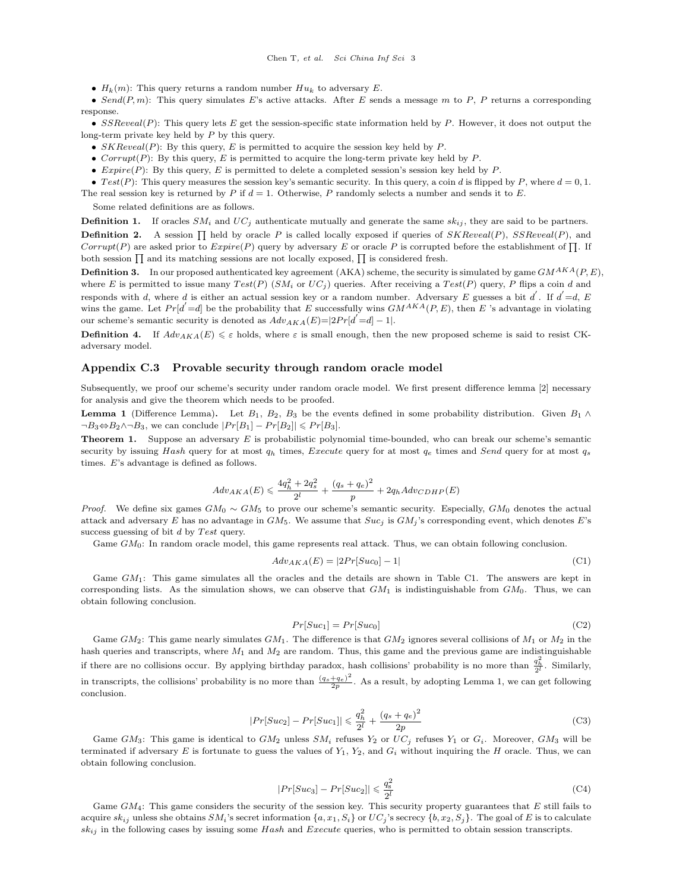- $H_k(m)$: This query returns a random number $Hu_k$ to adversary $E$.
- $Send(P, m)$: This query simulates $E$'s active attacks. After $E$ sends a message $m$ to $P$, $P$ returns a corresponding response.
- $SSReveal(P)$: This query lets $E$ get the session-specific state information held by $P$. However, it does not output the long-term private key held by $P$ by this query.
- $SKReveal(P)$: By this query, $E$ is permitted to acquire the session key held by $P$.
- $Corrupt(P)$: By this query, $E$ is permitted to acquire the long-term private key held by $P$.
- $Expire(P)$: By this query, $E$ is permitted to delete a completed session's session key held by $P$.
- $Test(P)$: This query measures the session key's semantic security. In this query, a coin $d$ is flipped by $P$, where $d = 0, 1$. The real session key is returned by $P$ if $d = 1$. Otherwise, $P$ randomly selects a number and sends it to $E$.

Some related definitions are as follows.

**Definition 1.** If oracles $SM_i$ and $UC_j$ authenticate mutually and generate the same $sk_{ij}$, they are said to be partners.

**Definition 2.** A session $\prod$ held by oracle $P$ is called locally exposed if queries of $SKReveal(P)$, $SSReveal(P)$, and $Corrupt(P)$ are asked prior to $Expire(P)$ query by adversary $E$ or oracle $P$ is corrupted before the establishment of $\prod$. If both session $\prod$ and its matching sessions are not locally exposed, $\prod$ is considered fresh.

**Definition 3.** In our proposed authenticated key agreement (AKA) scheme, the security is simulated by game $GM^{AKA}(P, E)$, where $E$ is permitted to issue many $Test(P)$ ($SM_i$ or $UC_j$) queries. After receiving a $Test(P)$ query, $P$ flips a coin $d$ and responds with $d$, where $d$ is either an actual session key or a random number. Adversary $E$ guesses a bit $d'$. If $d'$=$d$, $E$ wins the game. Let $Pr[d'=d]$ be the probability that $E$ successfully wins $GM^{AKA}(P, E)$, then $E$ 's advantage in violating our scheme's semantic security is denoted as $Adv_{AKA}(E)$=$|2Pr[d'=d] - 1|$.

**Definition 4.** If $Adv_{AKA}(E) \leqslant \varepsilon$ holds, where $\varepsilon$ is small enough, then the new proposed scheme is said to resist CK-adversary model.

## Appendix C.3 Provable security through random oracle model

Subsequently, we proof our scheme's security under random oracle model. We first present difference lemma [2] necessary for analysis and give the theorem which needs to be proofed.

**Lemma 1** (Difference Lemma). Let $B_1$, $B_2$, $B_3$ be the events defined in some probability distribution. Given $B_1 \wedge \neg B_3 \Leftrightarrow B_2 \wedge \neg B_3$, we can conclude $|Pr[B_1] - Pr[B_2]| \leqslant Pr[B_3]$.

**Theorem 1.** Suppose an adversary $E$ is probabilistic polynomial time-bounded, who can break our scheme's semantic security by issuing $Hash$ query for at most $q_h$ times, $Execute$ query for at most $q_e$ times and $Send$ query for at most $q_s$ times. $E$'s advantage is defined as follows.

$$Adv_{AKA}(E) \leqslant \frac{4q_h^2 + 2q_s^2}{2^l} + \frac{(q_s + q_e)^2}{p} + 2q_h Adv_{CDHP}(E)$$

*Proof.* We define six games $GM_0 \sim GM_5$ to prove our scheme's semantic security. Especially, $GM_0$ denotes the actual attack and adversary $E$ has no advantage in $GM_5$. We assume that $Suc_j$ is $GM_j$'s corresponding event, which denotes $E$'s success guessing of bit $d$ by $Test$ query.

Game $GM_0$: In random oracle model, this game represents real attack. Thus, we can obtain following conclusion.

$$Adv_{AKA}(E) = |2Pr[Suc_0] - 1| \tag{C1}$$

Game $GM_1$: This game simulates all the oracles and the details are shown in Table C1. The answers are kept in corresponding lists. As the simulation shows, we can observe that $GM_1$ is indistinguishable from $GM_0$. Thus, we can obtain following conclusion.

$$Pr[Suc_1] = Pr[Suc_0] \tag{C2}$$

Game $GM_2$: This game nearly simulates $GM_1$. The difference is that $GM_2$ ignores several collisions of $M_1$ or $M_2$ in the hash queries and transcripts, where $M_1$ and $M_2$ are random. Thus, this game and the previous game are indistinguishable if there are no collisions occur. By applying birthday paradox, hash collisions' probability is no more than $\frac{q_h^2}{2^l}$. Similarly, in transcripts, the collisions' probability is no more than $\frac{(q_s+q_e)^2}{2p}$. As a result, by adopting Lemma 1, we can get following conclusion.

$$|Pr[Suc_2] - Pr[Suc_1]| \leqslant \frac{q_h^2}{2^l} + \frac{(q_s + q_e)^2}{2p} \tag{C3}$$

Game $GM_3$: This game is identical to $GM_2$ unless $SM_i$ refuses $Y_2$ or $UC_j$ refuses $Y_1$ or $G_i$. Moreover, $GM_3$ will be terminated if adversary $E$ is fortunate to guess the values of $Y_1$, $Y_2$, and $G_i$ without inquiring the $H$ oracle. Thus, we can obtain following conclusion.

$$|Pr[Suc_3] - Pr[Suc_2]| \leqslant \frac{q_s^2}{2^l} \tag{C4}$$

Game $GM_4$: This game considers the security of the session key. This security property guarantees that $E$ still fails to acquire $sk_{ij}$ unless she obtains $SM_i$'s secret information $\{a, x_1, S_i\}$ or $UC_j$'s secrecy $\{b, x_2, S_j\}$. The goal of $E$ is to calculate $sk_{ij}$ in the following cases by issuing some $Hash$ and $Execute$ queries, who is permitted to obtain session transcripts.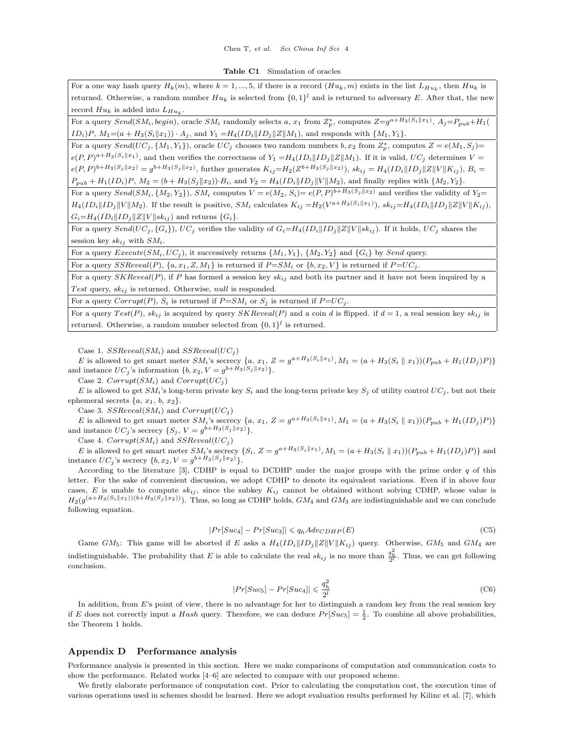**Table C1** Simulation of oracles

| |
|---|
| For a one way hash query $H_k(m)$, where $k = 1, ..., 5$, if there is a record $(Hu_k, m)$ exists in the list $L_{Hu_k}$, then $Hu_k$ is returned. Otherwise, a random number $Hu_k$ is selected from $\{0,1\}^l$ and is returned to adversary $E$. After that, the new record $Hu_k$ is added into $L_{Hu_k}$. |
| For a query $Send(SM_i, begin)$, oracle $SM_i$ randomly selects $a$, $x_1$ from $Z_p^*$, computes $Z{=}g^{a+H_3(S_i\|x_1)}$, $A_j{=}P_{pub}{+}H_1(ID_i)P$, $M_1{=}(a + H_3(S_i\|x_1)) \cdot A_j$, and $Y_1 = H_4(ID_i\|ID_j\|Z\|M_1)$, and responds with $\{M_1, Y_1\}$. |
| For a query $Send(UC_j, \{M_1, Y_1\})$, oracle $UC_j$ chooses two random numbers $b, x_2$ from $Z_p^*$, computes $Z = e(M_1, S_j){=}$ $e(P,P)^{a+H_3(S_i\|x_1)}$, and then verifies the correctness of $Y_1 = H_4(ID_i\|ID_j\|Z\|M_1)$. If it is valid, $UC_j$ determines $V =$ $e(P,P)^{b+H_3(S_j\|x_2)} = g^{b+H_3(S_j\|x_2)}$, further generates $K_{ij}{=}H_2(Z^{b+H_3(S_j\|x_2)})$, $sk_{ij} = H_4(ID_i\|ID_j\|Z\|V\|K_{ij})$, $B_i =$ $P_{pub} + H_1(ID_i)P$, $M_2 = (b + H_3(S_j\|x_2)){\cdot}B_i$, and $Y_2 = H_4(ID_i\|ID_j\|V\|M_2)$, and finally replies with $\{M_2, Y_2\}$. |
| For a query $Send(SM_i, \{M_2, Y_2\})$, $SM_i$ computes $V = e(M_2,\, S_i){=}\, e(P,P)^{b+H_3(S_j\|x_2)}$ and verifies the validity of $Y_2{=}$ $H_4(ID_i\|ID_j\|V\|M_2)$. If the result is positive, $SM_i$ calculates $K_{ij} = H_2(V^{a+H_3(S_i\|x_1)})$, $sk_{ij}{=}H_4(ID_i\|ID_j\|Z\|V\|K_{ij})$, $G_i{=}H_4(ID_i\|ID_j\|Z\|V\|sk_{ij})$ and returns $\{G_i\}$. |
| For a query $Send(UC_j, \{G_i\})$, $UC_j$ verifies the validity of $G_i{=}H_4(ID_i\|ID_j\|Z\|V\|sk_{ij})$. If it holds, $UC_j$ shares the session key $sk_{ij}$ with $SM_i$. |
| For a query $Execute(SM_i, UC_j)$, it successively returns $\{M_1, Y_1\}$, $\{M_2, Y_2\}$ and $\{G_i\}$ by *Send* query. |
| For a query $SSReveal(P)$, $\{a, x_1, Z, M_1\}$ is returned if $P{=}SM_i$ or $\{b, x_2, V\}$ is returned if $P{=}UC_j$. |
| For a query $SKReveal(P)$, if $P$ has formed a session key $sk_{ij}$ and both its partner and it have not been inquired by a *Test* query, $sk_{ij}$ is returned. Otherwise, *null* is responded. |
| For a query $Corrupt(P)$, $S_i$ is returned if $P{=}SM_i$ or $S_j$ is returned if $P{=}UC_j$. |
| For a query $Test(P)$, $sk_{ij}$ is acquired by query $SKReveal(P)$ and a coin $d$ is flipped. if $d = 1$, a real session key $sk_{ij}$ is returned. Otherwise, a random number selected from $\{0,1\}^l$ is returned. |

Case 1. $SSReveal(SM_i)$ and $SSReveal(UC_j)$

$E$ is allowed to get smart meter $SM_i$'s secrecy $\{a,\, x_1,\, Z = g^{a+H_3(S_i\|x_1)}, M_1 = (a + H_3(S_i \parallel x_1))(P_{pub} + H_1(ID_j)P)\}$ and instance $UC_j$'s information $\{b, x_2, V = g^{b+H_3(S_j\|x_2)}\}$.

Case 2. $Corrupt(SM_i)$ and $Corrupt(UC_j)$

$E$ is allowed to get $SM_i$'s long-term private key $S_i$ and the long-term private key $S_j$ of utility control $UC_j$, but not their ephemeral secrets $\{a,\, x_1,\, b,\, x_2\}$.

Case 3. $SSReveal(SM_i)$ and $Corrupt(UC_j)$

$E$ is allowed to get smart meter $SM_i$'s secrecy $\{a,\, x_1,\, Z = g^{a+H_3(S_i\|x_1)}, M_1 = (a + H_3(S_i \parallel x_1))(P_{pub} + H_1(ID_j)P)\}$ and instance $UC_j$'s secrecy $\{S_j,\, V = g^{b+H_3(S_j\|x_2)}\}$.

Case 4. $Corrupt(SM_i)$ and $SSReveal(UC_j)$

$E$ is allowed to get smart meter $SM_i$'s secrecy $\{S_i,\, Z = g^{a+H_3(S_i\|x_1)}, M_1 = (a + H_3(S_i \parallel x_1))(P_{pub} + H_1(ID_j)P)\}$ and instance $UC_j$'s secrecy $\{b, x_2, V = g^{b+H_3(S_j\|x_2)}\}$.

According to the literature [3], CDHP is equal to DCDHP under the major groups with the prime order $q$ of this letter. For the sake of convenient discussion, we adopt CDHP to denote its equivalent variations. Even if in above four cases, $E$ is unable to compute $sk_{ij}$, since the subkey $K_{ij}$ cannot be obtained without solving CDHP, whose value is $H_2(g^{(a+H_3(S_i\|x_1))(b+H_3(S_j\|x_2))})$. Thus, so long as CDHP holds, $GM_4$ and $GM_3$ are indistinguishable and we can conclude following equation.

$$|Pr[Suc_4] - Pr[Suc_3]| \leqslant q_h Adv_{CDHP}(E) \tag{C5}$$

Game $GM_5$: This game will be aborted if $E$ asks a $H_4(ID_i\|ID_j\|Z\|V\|K_{ij})$ query. Otherwise, $GM_5$ and $GM_4$ are indistinguishable. The probability that $E$ is able to calculate the real $sk_{ij}$ is no more than $\frac{q_h^2}{2^l}$. Thus, we can get following conclusion.

$$|Pr[Suc_5] - Pr[Suc_4]| \leqslant \frac{q_h^2}{2^l} \tag{C6}$$

In addition, from $E$'s point of view, there is no advantage for her to distinguish a random key from the real session key if $E$ does not correctly input a *Hash* query. Therefore, we can deduce $Pr[Suc_5] = \frac{1}{2}$. To combine all above probabilities, the Theorem 1 holds.

## Appendix D Performance analysis

Performance analysis is presented in this section. Here we make comparisons of computation and communication costs to show the performance. Related works [4–6] are selected to compare with our proposed scheme.

We firstly elaborate performance of computation cost. Prior to calculating the computation cost, the execution time of various operations used in schemes should be learned. Here we adopt evaluation results performed by Kilinc et al. [7], which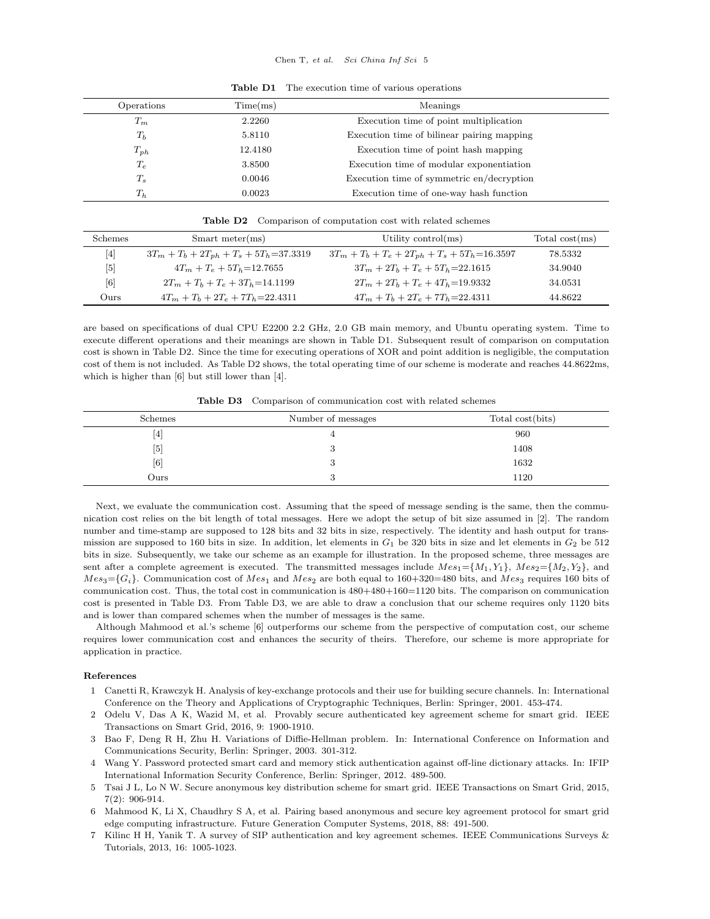**Table D1** The execution time of various operations

| Operations | Time(ms) | Meanings |
|---|---|---|
| $T_m$ | 2.2260 | Execution time of point multiplication |
| $T_b$ | 5.8110 | Execution time of bilinear pairing mapping |
| $T_{ph}$ | 12.4180 | Execution time of point hash mapping |
| $T_e$ | 3.8500 | Execution time of modular exponentiation |
| $T_s$ | 0.0046 | Execution time of symmetric en/decryption |
| $T_h$ | 0.0023 | Execution time of one-way hash function |

**Table D2** Comparison of computation cost with related schemes

| Schemes | Smart meter(ms) | Utility control(ms) | Total cost(ms) |
|---|---|---|---|
| [4] | $3T_m + T_b + 2T_{ph} + T_s + 5T_h$=37.3319 | $3T_m + T_b + T_e + 2T_{ph} + T_s + 5T_h$=16.3597 | 78.5332 |
| [5] | $4T_m + T_e + 5T_h$=12.7655 | $3T_m + 2T_b + T_e + 5T_h$=22.1615 | 34.9040 |
| [6] | $2T_m + T_b + T_e + 3T_h$=14.1199 | $2T_m + 2T_b + T_e + 4T_h$=19.9332 | 34.0531 |
| Ours | $4T_m + T_b + 2T_e + 7T_h$=22.4311 | $4T_m + T_b + 2T_e + 7T_h$=22.4311 | 44.8622 |

are based on specifications of dual CPU E2200 2.2 GHz, 2.0 GB main memory, and Ubuntu operating system. Time to execute different operations and their meanings are shown in Table D1. Subsequent result of comparison on computation cost is shown in Table D2. Since the time for executing operations of XOR and point addition is negligible, the computation cost of them is not included. As Table D2 shows, the total operating time of our scheme is moderate and reaches 44.8622ms, which is higher than [6] but still lower than [4].

**Table D3** Comparison of communication cost with related schemes

| Schemes | Number of messages | Total cost(bits) |
|---|---|---|
| [4] | 4 | 960 |
| [5] | 3 | 1408 |
| [6] | 3 | 1632 |
| Ours | 3 | 1120 |

Next, we evaluate the communication cost. Assuming that the speed of message sending is the same, then the communication cost relies on the bit length of total messages. Here we adopt the setup of bit size assumed in [2]. The random number and time-stamp are supposed to 128 bits and 32 bits in size, respectively. The identity and hash output for transmission are supposed to 160 bits in size. In addition, let elements in $G_1$ be 320 bits in size and let elements in $G_2$ be 512 bits in size. Subsequently, we take our scheme as an example for illustration. In the proposed scheme, three messages are sent after a complete agreement is executed. The transmitted messages include $Mes_1$=$\{M_1, Y_1\}$, $Mes_2$=$\{M_2, Y_2\}$, and $Mes_3$=$\{G_i\}$. Communication cost of $Mes_1$ and $Mes_2$ are both equal to 160+320=480 bits, and $Mes_3$ requires 160 bits of communication cost. Thus, the total cost in communication is 480+480+160=1120 bits. The comparison on communication cost is presented in Table D3. From Table D3, we are able to draw a conclusion that our scheme requires only 1120 bits and is lower than compared schemes when the number of messages is the same.

Although Mahmood et al.'s scheme [6] outperforms our scheme from the perspective of computation cost, our scheme requires lower communication cost and enhances the security of theirs. Therefore, our scheme is more appropriate for application in practice.

## References

1. Canetti R, Krawczyk H. Analysis of key-exchange protocols and their use for building secure channels. In: International Conference on the Theory and Applications of Cryptographic Techniques, Berlin: Springer, 2001. 453-474.
2. Odelu V, Das A K, Wazid M, et al. Provably secure authenticated key agreement scheme for smart grid. IEEE Transactions on Smart Grid, 2016, 9: 1900-1910.
3. Bao F, Deng R H, Zhu H. Variations of Diffie-Hellman problem. In: International Conference on Information and Communications Security, Berlin: Springer, 2003. 301-312.
4. Wang Y. Password protected smart card and memory stick authentication against off-line dictionary attacks. In: IFIP International Information Security Conference, Berlin: Springer, 2012. 489-500.
5. Tsai J L, Lo N W. Secure anonymous key distribution scheme for smart grid. IEEE Transactions on Smart Grid, 2015, 7(2): 906-914.
6. Mahmood K, Li X, Chaudhry S A, et al. Pairing based anonymous and secure key agreement protocol for smart grid edge computing infrastructure. Future Generation Computer Systems, 2018, 88: 491-500.
7. Kilinc H H, Yanik T. A survey of SIP authentication and key agreement schemes. IEEE Communications Surveys & Tutorials, 2013, 16: 1005-1023.